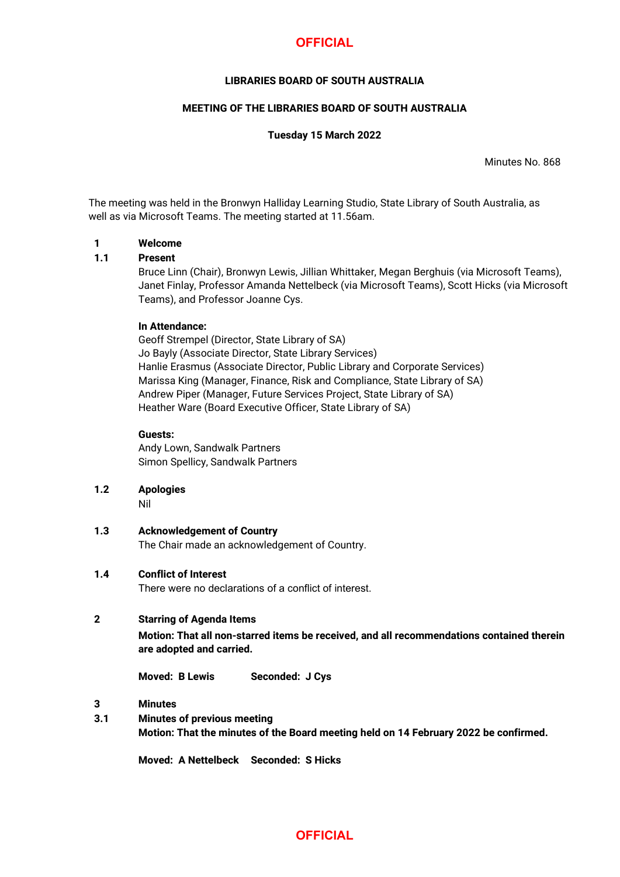**OFFICIAL**

**LIBRARIES BOARD OF SOUTH AUSTRALIA**

**MEETING OF THE LIBRARIES BOARD OF SOUTH AUSTRALIA**

**Tuesday 15 March 2022**

Minutes No. 868

The meeting was held in the Bronwyn Halliday Learning Studio, State Library of South Australia, as well as via Microsoft Teams. The meeting started at 11.56am.

**1 Welcome**

**1.1 Present**

Bruce Linn (Chair), Bronwyn Lewis, Jillian Whittaker, Megan Berghuis (via Microsoft Teams), Janet Finlay, Professor Amanda Nettelbeck (via Microsoft Teams), Scott Hicks (via Microsoft Teams), and Professor Joanne Cys.

**In Attendance:**

Geoff Strempel (Director, State Library of SA)
Jo Bayly (Associate Director, State Library Services)
Hanlie Erasmus (Associate Director, Public Library and Corporate Services)
Marissa King (Manager, Finance, Risk and Compliance, State Library of SA)
Andrew Piper (Manager, Future Services Project, State Library of SA)
Heather Ware (Board Executive Officer, State Library of SA)

**Guests:**

Andy Lown, Sandwalk Partners
Simon Spellicy, Sandwalk Partners

**1.2 Apologies**

Nil

**1.3 Acknowledgement of Country**

The Chair made an acknowledgement of Country.

**1.4 Conflict of Interest**

There were no declarations of a conflict of interest.

**2 Starring of Agenda Items**

**Motion: That all non-starred items be received, and all recommendations contained therein are adopted and carried.**

**Moved: B Lewis Seconded: J Cys**

**3 Minutes**

**3.1 Minutes of previous meeting**

**Motion: That the minutes of the Board meeting held on 14 February 2022 be confirmed.**

**Moved: A Nettelbeck Seconded: S Hicks**

**OFFICIAL**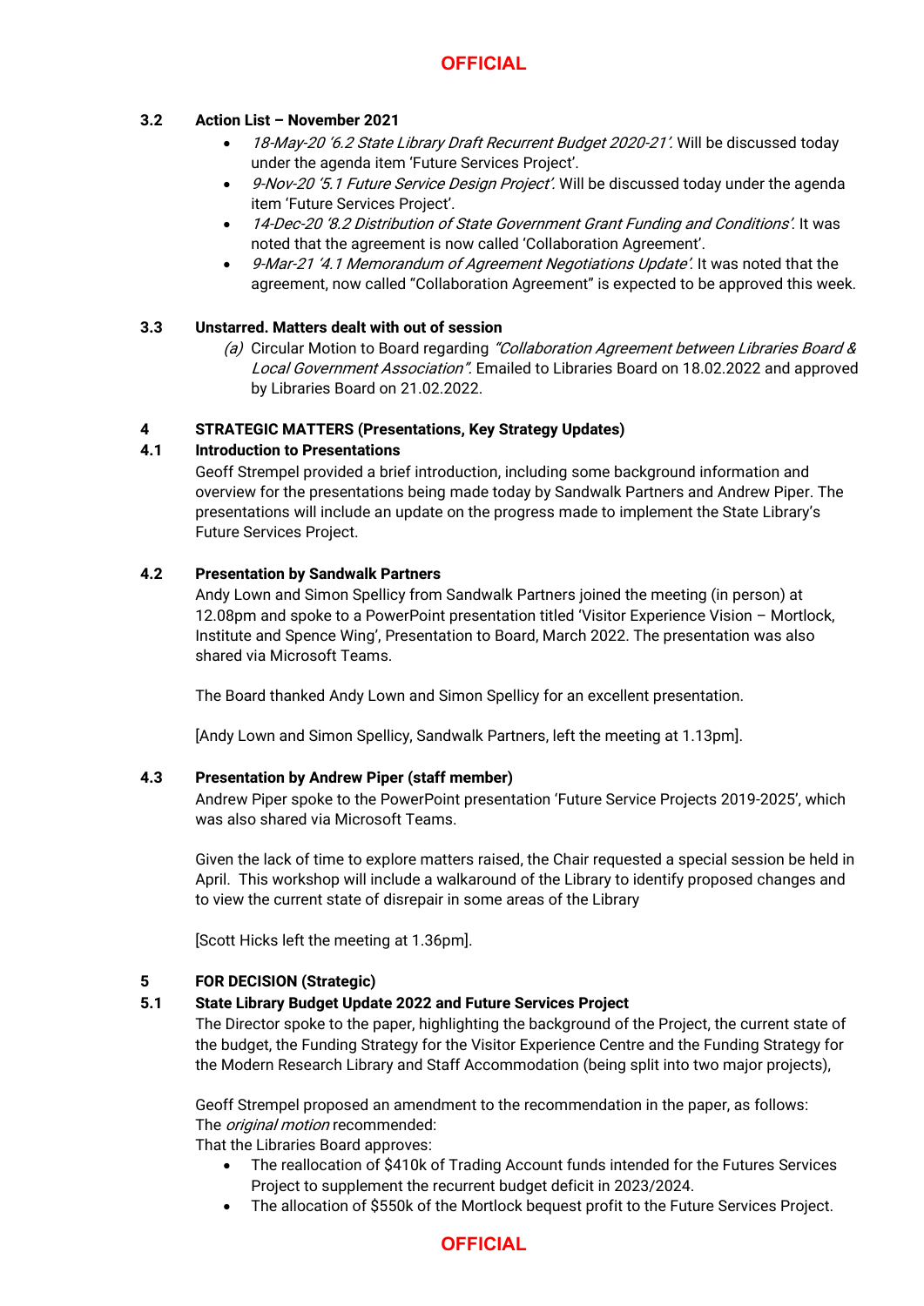### 3.2 Action List – November 2021

- *18-May-20 '6.2 State Library Draft Recurrent Budget 2020-21'.* Will be discussed today under the agenda item 'Future Services Project'.
- *9-Nov-20 '5.1 Future Service Design Project'.* Will be discussed today under the agenda item 'Future Services Project'.
- *14-Dec-20 '8.2 Distribution of State Government Grant Funding and Conditions'.* It was noted that the agreement is now called 'Collaboration Agreement'.
- *9-Mar-21 '4.1 Memorandum of Agreement Negotiations Update'.* It was noted that the agreement, now called "Collaboration Agreement" is expected to be approved this week.

### 3.3 Unstarred. Matters dealt with out of session

*(a)* Circular Motion to Board regarding *"Collaboration Agreement between Libraries Board & Local Government Association".* Emailed to Libraries Board on 18.02.2022 and approved by Libraries Board on 21.02.2022.

## 4 STRATEGIC MATTERS (Presentations, Key Strategy Updates)

### 4.1 Introduction to Presentations

Geoff Strempel provided a brief introduction, including some background information and overview for the presentations being made today by Sandwalk Partners and Andrew Piper. The presentations will include an update on the progress made to implement the State Library's Future Services Project.

### 4.2 Presentation by Sandwalk Partners

Andy Lown and Simon Spellicy from Sandwalk Partners joined the meeting (in person) at 12.08pm and spoke to a PowerPoint presentation titled 'Visitor Experience Vision – Mortlock, Institute and Spence Wing', Presentation to Board, March 2022. The presentation was also shared via Microsoft Teams.

The Board thanked Andy Lown and Simon Spellicy for an excellent presentation.

[Andy Lown and Simon Spellicy, Sandwalk Partners, left the meeting at 1.13pm].

### 4.3 Presentation by Andrew Piper (staff member)

Andrew Piper spoke to the PowerPoint presentation 'Future Service Projects 2019-2025', which was also shared via Microsoft Teams.

Given the lack of time to explore matters raised, the Chair requested a special session be held in April. This workshop will include a walkaround of the Library to identify proposed changes and to view the current state of disrepair in some areas of the Library

[Scott Hicks left the meeting at 1.36pm].

## 5 FOR DECISION (Strategic)

### 5.1 State Library Budget Update 2022 and Future Services Project

The Director spoke to the paper, highlighting the background of the Project, the current state of the budget, the Funding Strategy for the Visitor Experience Centre and the Funding Strategy for the Modern Research Library and Staff Accommodation (being split into two major projects),

Geoff Strempel proposed an amendment to the recommendation in the paper, as follows:
The *original motion* recommended:
That the Libraries Board approves:

- The reallocation of $410k of Trading Account funds intended for the Futures Services Project to supplement the recurrent budget deficit in 2023/2024.
- The allocation of $550k of the Mortlock bequest profit to the Future Services Project.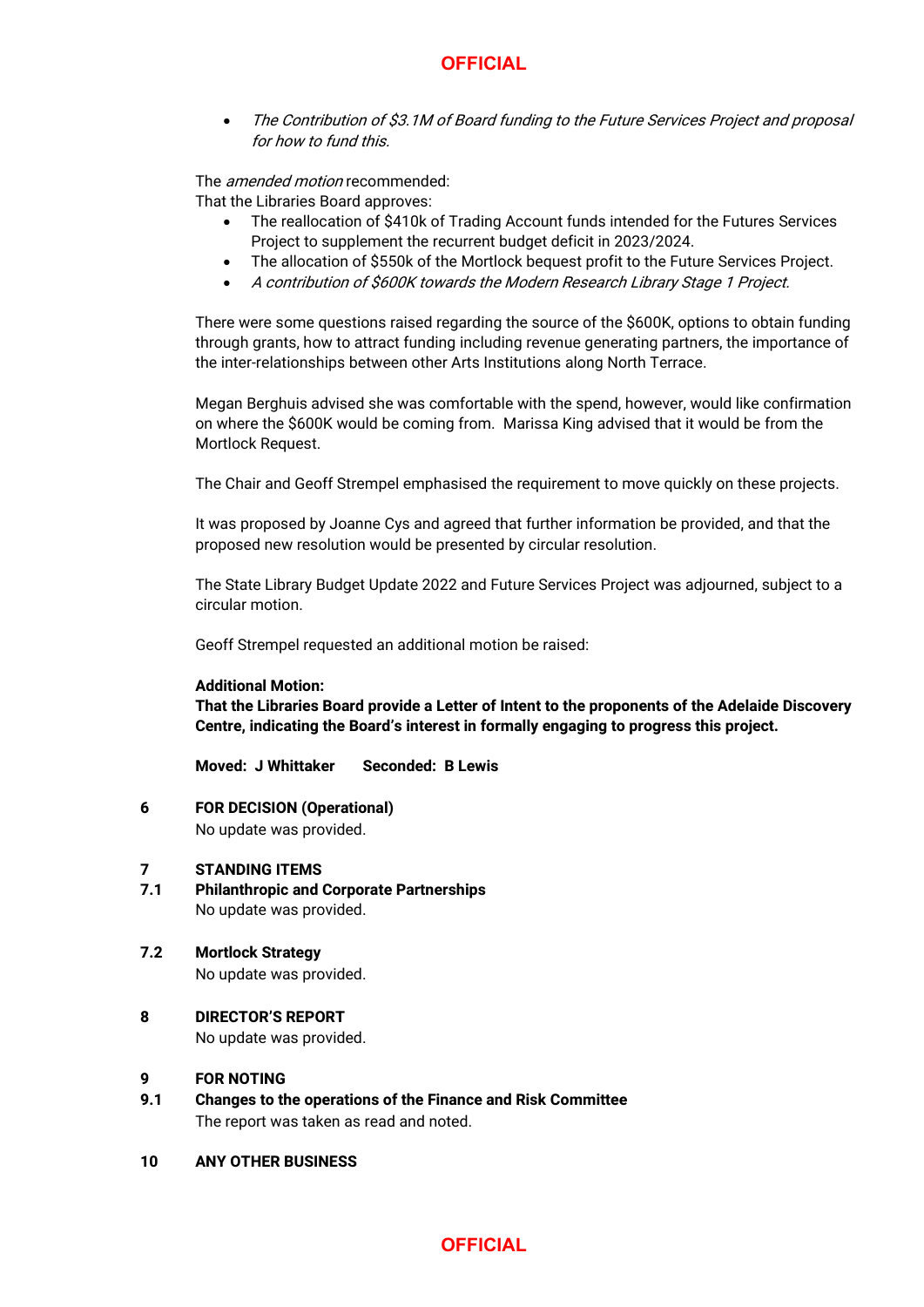- *The Contribution of $3.1M of Board funding to the Future Services Project and proposal for how to fund this.*

The *amended motion* recommended:
That the Libraries Board approves:

- The reallocation of $410k of Trading Account funds intended for the Futures Services Project to supplement the recurrent budget deficit in 2023/2024.
- The allocation of $550k of the Mortlock bequest profit to the Future Services Project.
- *A contribution of $600K towards the Modern Research Library Stage 1 Project.*

There were some questions raised regarding the source of the $600K, options to obtain funding through grants, how to attract funding including revenue generating partners, the importance of the inter-relationships between other Arts Institutions along North Terrace.

Megan Berghuis advised she was comfortable with the spend, however, would like confirmation on where the $600K would be coming from. Marissa King advised that it would be from the Mortlock Request.

The Chair and Geoff Strempel emphasised the requirement to move quickly on these projects.

It was proposed by Joanne Cys and agreed that further information be provided, and that the proposed new resolution would be presented by circular resolution.

The State Library Budget Update 2022 and Future Services Project was adjourned, subject to a circular motion.

Geoff Strempel requested an additional motion be raised:

**Additional Motion:**
**That the Libraries Board provide a Letter of Intent to the proponents of the Adelaide Discovery Centre, indicating the Board's interest in formally engaging to progress this project.**

**Moved: J Whittaker Seconded: B Lewis**

## 6 FOR DECISION (Operational)

No update was provided.

## 7 STANDING ITEMS

### 7.1 Philanthropic and Corporate Partnerships

No update was provided.

### 7.2 Mortlock Strategy

No update was provided.

## 8 DIRECTOR'S REPORT

No update was provided.

## 9 FOR NOTING

### 9.1 Changes to the operations of the Finance and Risk Committee

The report was taken as read and noted.

## 10 ANY OTHER BUSINESS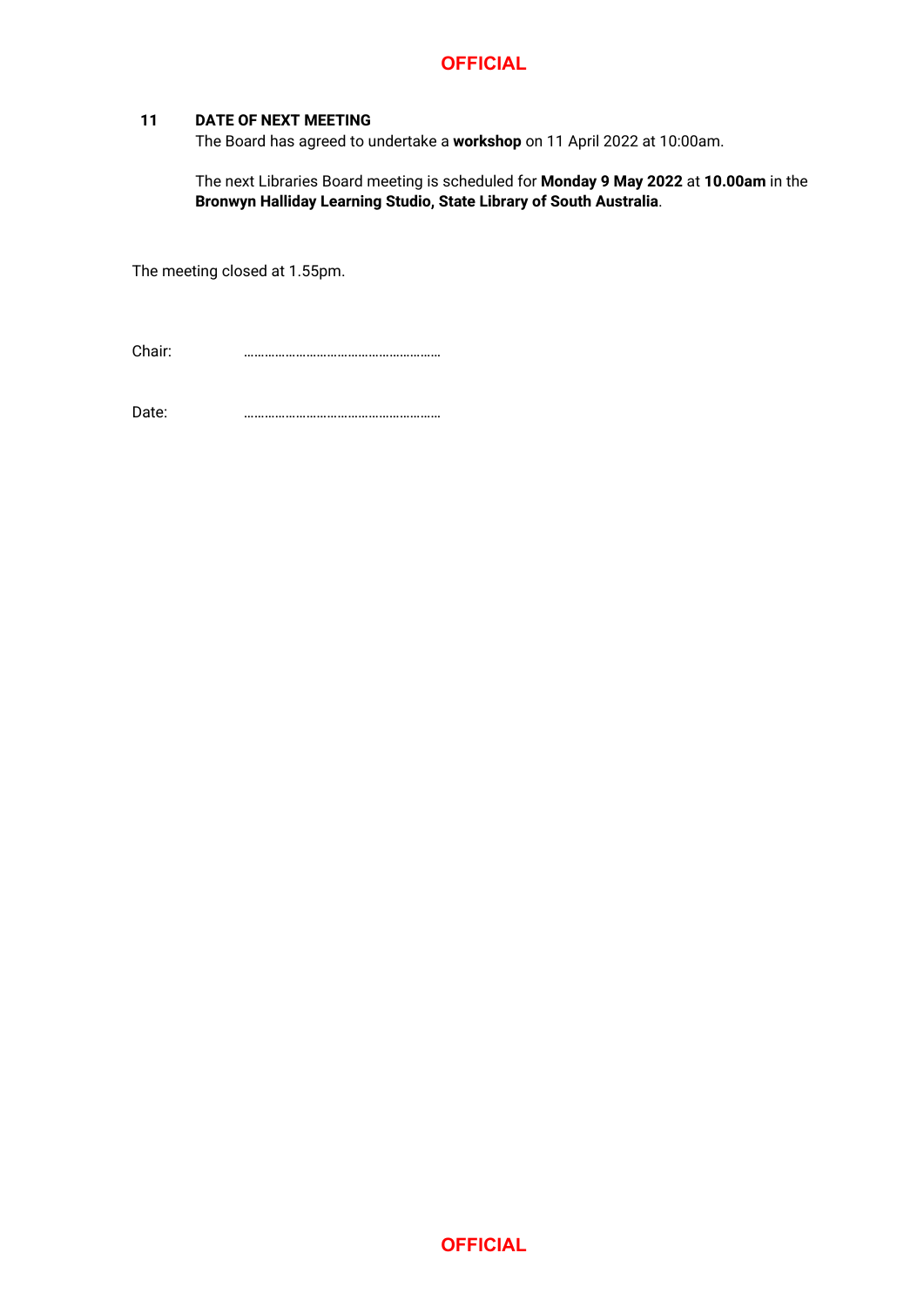## 11 DATE OF NEXT MEETING

The Board has agreed to undertake a **workshop** on 11 April 2022 at 10:00am.

The next Libraries Board meeting is scheduled for **Monday 9 May 2022** at **10.00am** in the **Bronwyn Halliday Learning Studio, State Library of South Australia**.

The meeting closed at 1.55pm.

Chair: ………………………………………………

Date: ………………………………………………